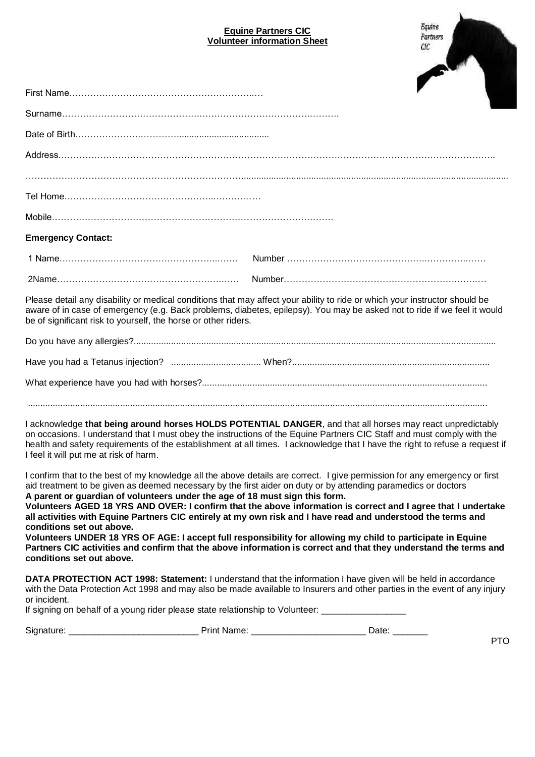**Equine Partners CIC**
**Volunteer information Sheet**

First Name……………………………………………………..…

Surname……………………………………………………………………….……….

Date of Birth……………………………....................................

Address……………………………………………………………………………………………………………………………..

……………………………………………………………………………………………………………………………………………

Tel Home…………………………………………..……….……

Mobile……………………………………………………………………………….

**Emergency Contact:**

1 Name……………………………………………..…….  Number …………………………………………….…………..……

2Name…………………………………………………..……  Number……………………………………………………….…….…

Please detail any disability or medical conditions that may affect your ability to ride or which your instructor should be aware of in case of emergency (e.g. Back problems, diabetes, epilepsy). You may be asked not to ride if we feel it would be of significant risk to yourself, the horse or other riders.

Do you have any allergies?...............................................................................................................................................

Have you had a Tetanus injection?  ................................... When?..............................................................................

What experience have you had with horses?.................................................................................................................

.........................................................................................................................................................................................

I acknowledge **that being around horses HOLDS POTENTIAL DANGER**, and that all horses may react unpredictably on occasions. I understand that I must obey the instructions of the Equine Partners CIC Staff and must comply with the health and safety requirements of the establishment at all times. I acknowledge that I have the right to refuse a request if I feel it will put me at risk of harm.

I confirm that to the best of my knowledge all the above details are correct. I give permission for any emergency or first aid treatment to be given as deemed necessary by the first aider on duty or by attending paramedics or doctors
**A parent or guardian of volunteers under the age of 18 must sign this form.**
**Volunteers AGED 18 YRS AND OVER: I confirm that the above information is correct and I agree that I undertake all activities with Equine Partners CIC entirely at my own risk and I have read and understood the terms and conditions set out above.**
**Volunteers UNDER 18 YRS OF AGE: I accept full responsibility for allowing my child to participate in Equine Partners CIC activities and confirm that the above information is correct and that they understand the terms and conditions set out above.**

**DATA PROTECTION ACT 1998: Statement:** I understand that the information I have given will be held in accordance with the Data Protection Act 1998 and may also be made available to Insurers and other parties in the event of any injury or incident.
If signing on behalf of a young rider please state relationship to Volunteer: _________________

Signature: __________________________ Print Name: _______________________ Date: _______

PTO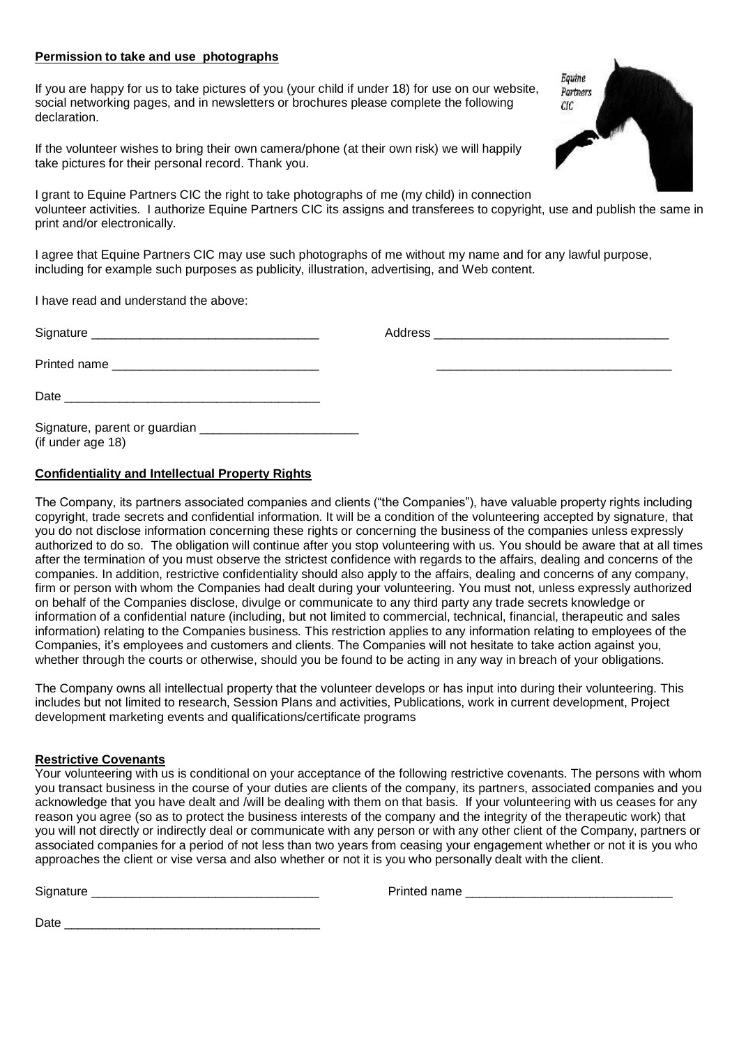**Permission to take and use photographs**

If you are happy for us to take pictures of you (your child if under 18) for use on our website, social networking pages, and in newsletters or brochures please complete the following declaration.

If the volunteer wishes to bring their own camera/phone (at their own risk) we will happily take pictures for their personal record. Thank you.

I grant to Equine Partners CIC the right to take photographs of me (my child) in connection volunteer activities. I authorize Equine Partners CIC its assigns and transferees to copyright, use and publish the same in print and/or electronically.

I agree that Equine Partners CIC may use such photographs of me without my name and for any lawful purpose, including for example such purposes as publicity, illustration, advertising, and Web content.

I have read and understand the above:

Signature _________________________________ Address __________________________________

Printed name ______________________________ __________________________________

Date _____________________________________

Signature, parent or guardian _______________________
(if under age 18)

**Confidentiality and Intellectual Property Rights**

The Company, its partners associated companies and clients ("the Companies"), have valuable property rights including copyright, trade secrets and confidential information. It will be a condition of the volunteering accepted by signature, that you do not disclose information concerning these rights or concerning the business of the companies unless expressly authorized to do so. The obligation will continue after you stop volunteering with us. You should be aware that at all times after the termination of you must observe the strictest confidence with regards to the affairs, dealing and concerns of the companies. In addition, restrictive confidentiality should also apply to the affairs, dealing and concerns of any company, firm or person with whom the Companies had dealt during your volunteering. You must not, unless expressly authorized on behalf of the Companies disclose, divulge or communicate to any third party any trade secrets knowledge or information of a confidential nature (including, but not limited to commercial, technical, financial, therapeutic and sales information) relating to the Companies business. This restriction applies to any information relating to employees of the Companies, it's employees and customers and clients. The Companies will not hesitate to take action against you, whether through the courts or otherwise, should you be found to be acting in any way in breach of your obligations.

The Company owns all intellectual property that the volunteer develops or has input into during their volunteering. This includes but not limited to research, Session Plans and activities, Publications, work in current development, Project development marketing events and qualifications/certificate programs

**Restrictive Covenants**

Your volunteering with us is conditional on your acceptance of the following restrictive covenants. The persons with whom you transact business in the course of your duties are clients of the company, its partners, associated companies and you acknowledge that you have dealt and /will be dealing with them on that basis. If your volunteering with us ceases for any reason you agree (so as to protect the business interests of the company and the integrity of the therapeutic work) that you will not directly or indirectly deal or communicate with any person or with any other client of the Company, partners or associated companies for a period of not less than two years from ceasing your engagement whether or not it is you who approaches the client or vise versa and also whether or not it is you who personally dealt with the client.

Signature _________________________________ Printed name ______________________________

Date _____________________________________